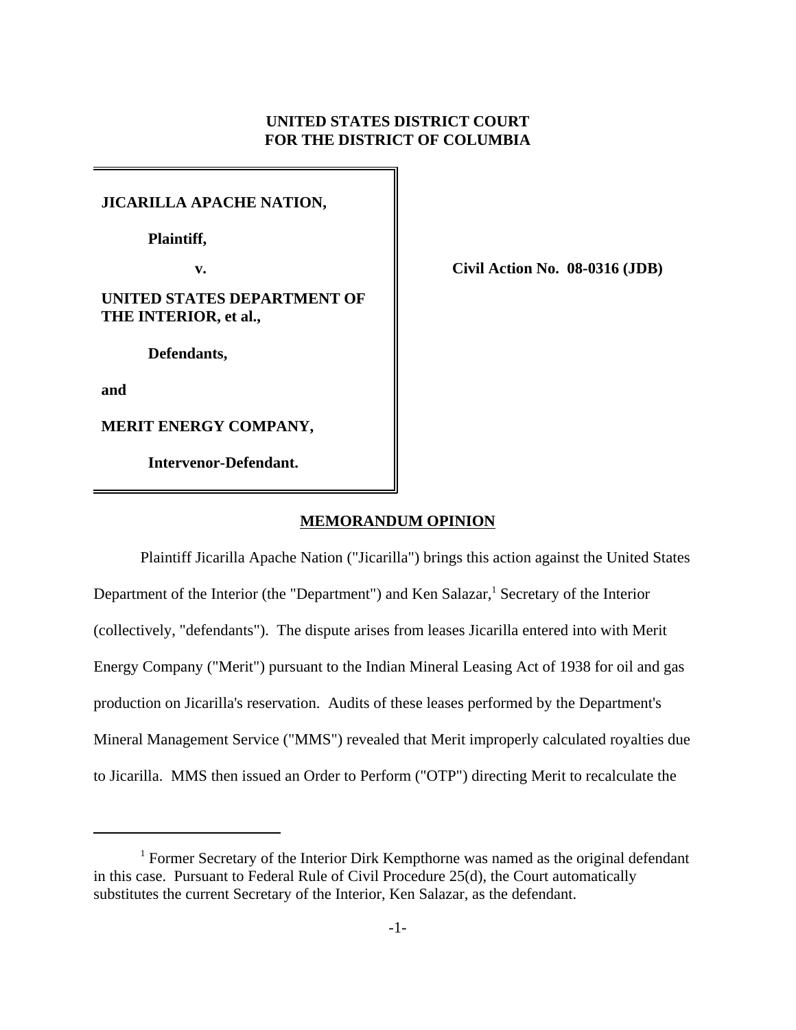**UNITED STATES DISTRICT COURT**
**FOR THE DISTRICT OF COLUMBIA**

**JICARILLA APACHE NATION,**

**Plaintiff,**

**v.**

**UNITED STATES DEPARTMENT OF THE INTERIOR, et al.,**

**Defendants,**

**and**

**MERIT ENERGY COMPANY,**

**Intervenor-Defendant.**

**Civil Action No. 08-0316 (JDB)**

## MEMORANDUM OPINION

Plaintiff Jicarilla Apache Nation ("Jicarilla") brings this action against the United States Department of the Interior (the "Department") and Ken Salazar,[1] Secretary of the Interior (collectively, "defendants"). The dispute arises from leases Jicarilla entered into with Merit Energy Company ("Merit") pursuant to the Indian Mineral Leasing Act of 1938 for oil and gas production on Jicarilla's reservation. Audits of these leases performed by the Department's Mineral Management Service ("MMS") revealed that Merit improperly calculated royalties due to Jicarilla. MMS then issued an Order to Perform ("OTP") directing Merit to recalculate the

[1] Former Secretary of the Interior Dirk Kempthorne was named as the original defendant in this case. Pursuant to Federal Rule of Civil Procedure 25(d), the Court automatically substitutes the current Secretary of the Interior, Ken Salazar, as the defendant.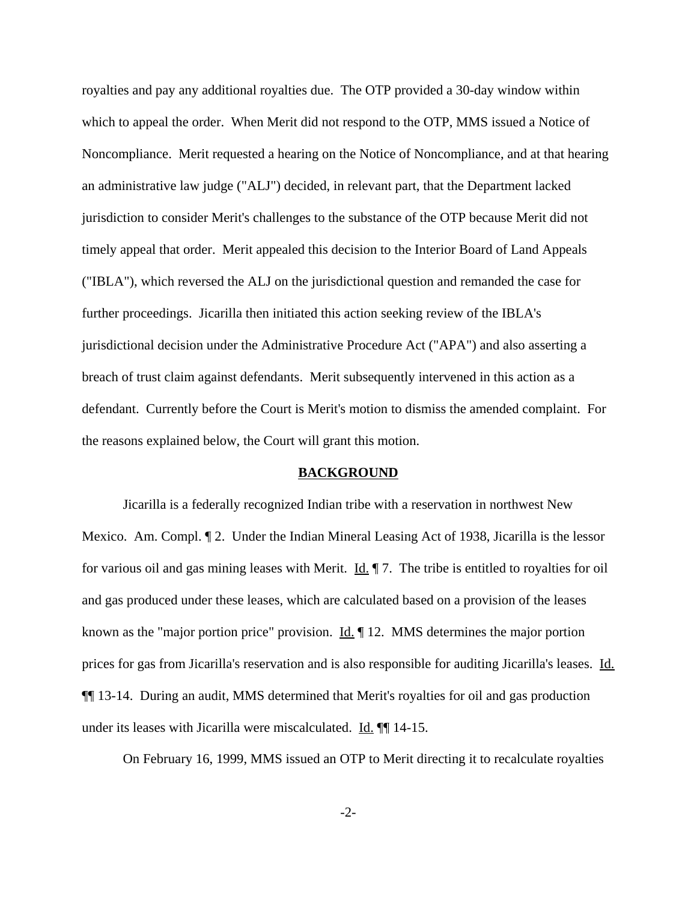royalties and pay any additional royalties due. The OTP provided a 30-day window within which to appeal the order. When Merit did not respond to the OTP, MMS issued a Notice of Noncompliance. Merit requested a hearing on the Notice of Noncompliance, and at that hearing an administrative law judge ("ALJ") decided, in relevant part, that the Department lacked jurisdiction to consider Merit's challenges to the substance of the OTP because Merit did not timely appeal that order. Merit appealed this decision to the Interior Board of Land Appeals ("IBLA"), which reversed the ALJ on the jurisdictional question and remanded the case for further proceedings. Jicarilla then initiated this action seeking review of the IBLA's jurisdictional decision under the Administrative Procedure Act ("APA") and also asserting a breach of trust claim against defendants. Merit subsequently intervened in this action as a defendant. Currently before the Court is Merit's motion to dismiss the amended complaint. For the reasons explained below, the Court will grant this motion.

## BACKGROUND

Jicarilla is a federally recognized Indian tribe with a reservation in northwest New Mexico. Am. Compl. ¶ 2. Under the Indian Mineral Leasing Act of 1938, Jicarilla is the lessor for various oil and gas mining leases with Merit. Id. ¶ 7. The tribe is entitled to royalties for oil and gas produced under these leases, which are calculated based on a provision of the leases known as the "major portion price" provision. Id. ¶ 12. MMS determines the major portion prices for gas from Jicarilla's reservation and is also responsible for auditing Jicarilla's leases. Id. ¶¶ 13-14. During an audit, MMS determined that Merit's royalties for oil and gas production under its leases with Jicarilla were miscalculated. Id. ¶¶ 14-15.

On February 16, 1999, MMS issued an OTP to Merit directing it to recalculate royalties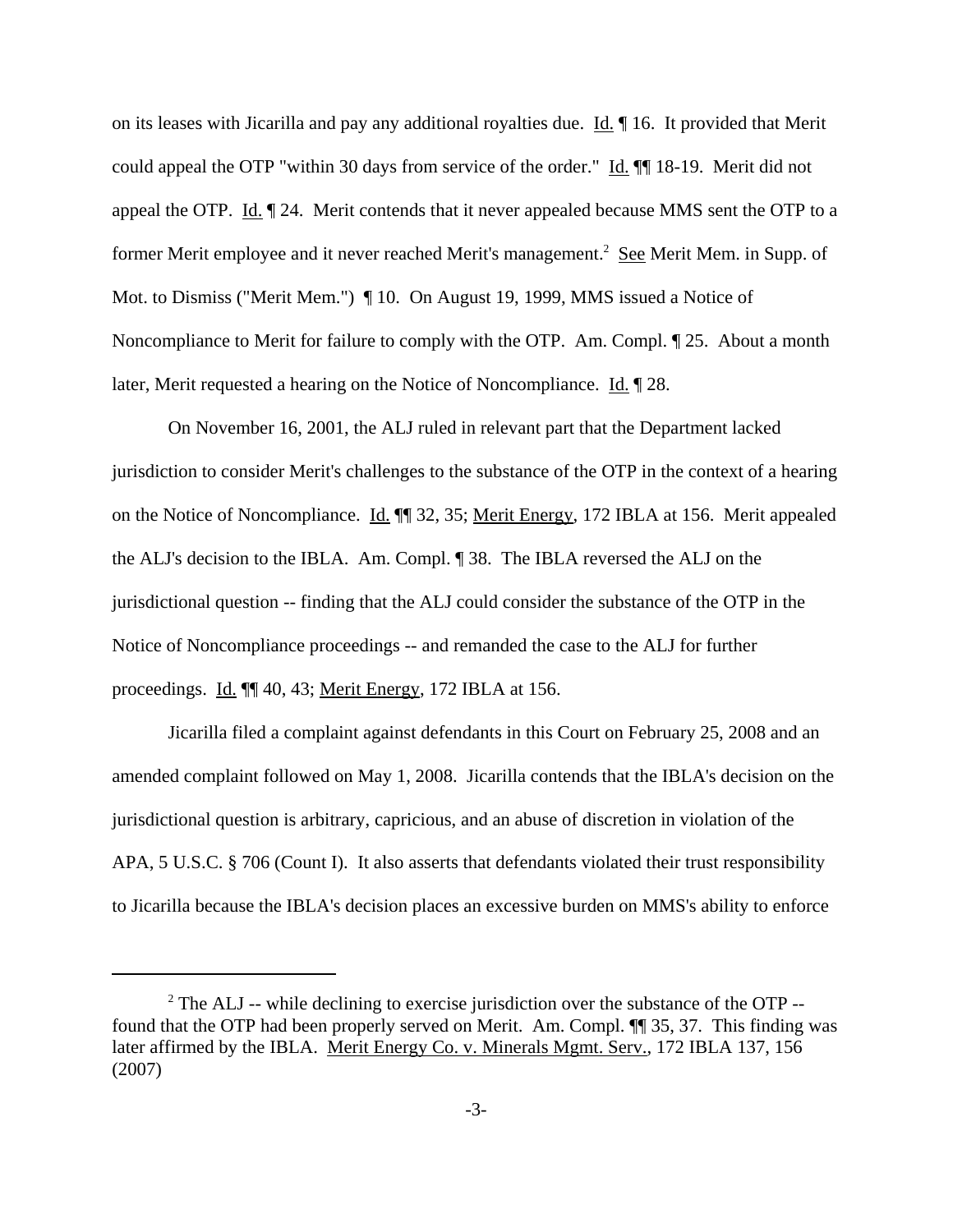on its leases with Jicarilla and pay any additional royalties due. Id. ¶ 16. It provided that Merit could appeal the OTP "within 30 days from service of the order." Id. ¶¶ 18-19. Merit did not appeal the OTP. Id. ¶ 24. Merit contends that it never appealed because MMS sent the OTP to a former Merit employee and it never reached Merit's management.[2] See Merit Mem. in Supp. of Mot. to Dismiss ("Merit Mem.") ¶ 10. On August 19, 1999, MMS issued a Notice of Noncompliance to Merit for failure to comply with the OTP. Am. Compl. ¶ 25. About a month later, Merit requested a hearing on the Notice of Noncompliance. Id. ¶ 28.

On November 16, 2001, the ALJ ruled in relevant part that the Department lacked jurisdiction to consider Merit's challenges to the substance of the OTP in the context of a hearing on the Notice of Noncompliance. Id. ¶¶ 32, 35; Merit Energy, 172 IBLA at 156. Merit appealed the ALJ's decision to the IBLA. Am. Compl. ¶ 38. The IBLA reversed the ALJ on the jurisdictional question -- finding that the ALJ could consider the substance of the OTP in the Notice of Noncompliance proceedings -- and remanded the case to the ALJ for further proceedings. Id. ¶¶ 40, 43; Merit Energy, 172 IBLA at 156.

Jicarilla filed a complaint against defendants in this Court on February 25, 2008 and an amended complaint followed on May 1, 2008. Jicarilla contends that the IBLA's decision on the jurisdictional question is arbitrary, capricious, and an abuse of discretion in violation of the APA, 5 U.S.C. § 706 (Count I). It also asserts that defendants violated their trust responsibility to Jicarilla because the IBLA's decision places an excessive burden on MMS's ability to enforce

---

[2] The ALJ -- while declining to exercise jurisdiction over the substance of the OTP -- found that the OTP had been properly served on Merit. Am. Compl. ¶¶ 35, 37. This finding was later affirmed by the IBLA. Merit Energy Co. v. Minerals Mgmt. Serv., 172 IBLA 137, 156 (2007)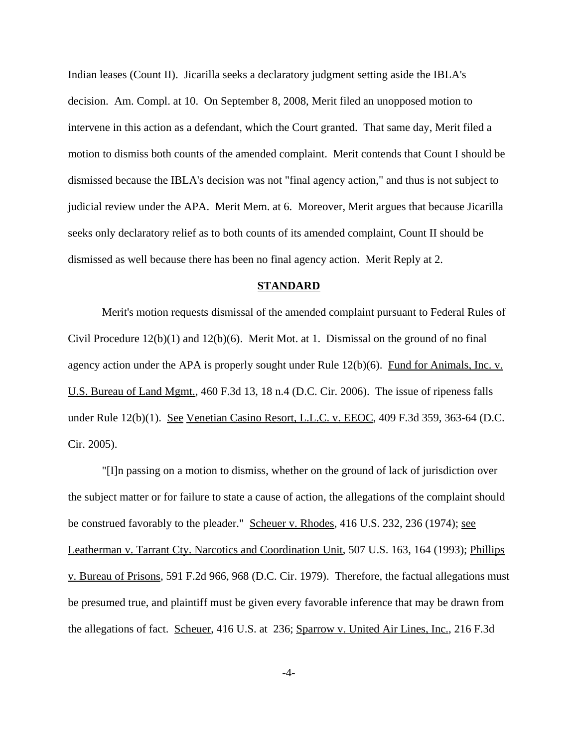Indian leases (Count II). Jicarilla seeks a declaratory judgment setting aside the IBLA's decision. Am. Compl. at 10. On September 8, 2008, Merit filed an unopposed motion to intervene in this action as a defendant, which the Court granted. That same day, Merit filed a motion to dismiss both counts of the amended complaint. Merit contends that Count I should be dismissed because the IBLA's decision was not "final agency action," and thus is not subject to judicial review under the APA. Merit Mem. at 6. Moreover, Merit argues that because Jicarilla seeks only declaratory relief as to both counts of its amended complaint, Count II should be dismissed as well because there has been no final agency action. Merit Reply at 2.

## STANDARD

Merit's motion requests dismissal of the amended complaint pursuant to Federal Rules of Civil Procedure 12(b)(1) and 12(b)(6). Merit Mot. at 1. Dismissal on the ground of no final agency action under the APA is properly sought under Rule 12(b)(6). Fund for Animals, Inc. v. U.S. Bureau of Land Mgmt., 460 F.3d 13, 18 n.4 (D.C. Cir. 2006). The issue of ripeness falls under Rule 12(b)(1). See Venetian Casino Resort, L.L.C. v. EEOC, 409 F.3d 359, 363-64 (D.C. Cir. 2005).

"[I]n passing on a motion to dismiss, whether on the ground of lack of jurisdiction over the subject matter or for failure to state a cause of action, the allegations of the complaint should be construed favorably to the pleader." Scheuer v. Rhodes, 416 U.S. 232, 236 (1974); see Leatherman v. Tarrant Cty. Narcotics and Coordination Unit, 507 U.S. 163, 164 (1993); Phillips v. Bureau of Prisons, 591 F.2d 966, 968 (D.C. Cir. 1979). Therefore, the factual allegations must be presumed true, and plaintiff must be given every favorable inference that may be drawn from the allegations of fact. Scheuer, 416 U.S. at 236; Sparrow v. United Air Lines, Inc., 216 F.3d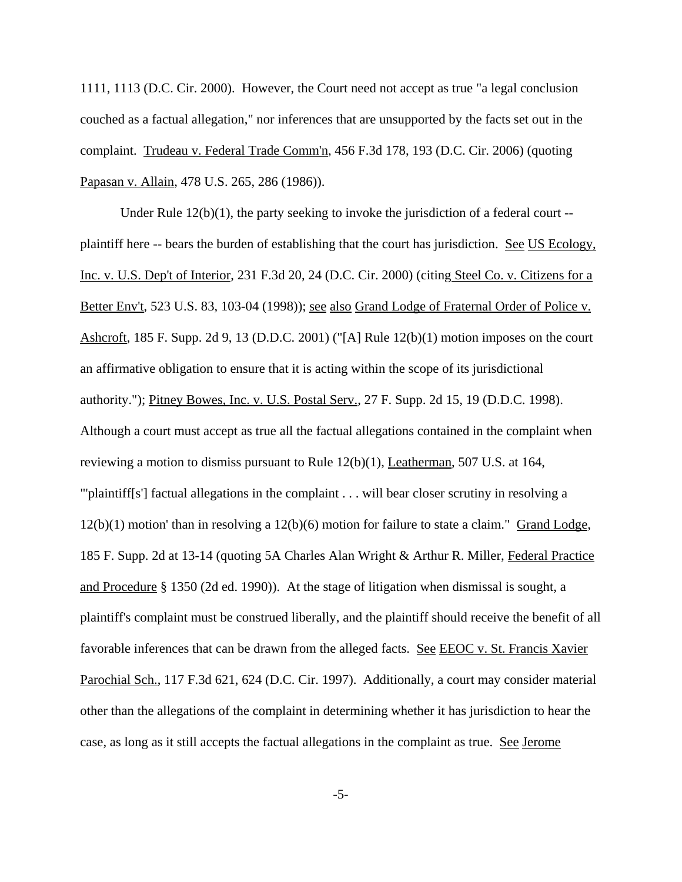1111, 1113 (D.C. Cir. 2000). However, the Court need not accept as true "a legal conclusion couched as a factual allegation," nor inferences that are unsupported by the facts set out in the complaint. Trudeau v. Federal Trade Comm'n, 456 F.3d 178, 193 (D.C. Cir. 2006) (quoting Papasan v. Allain, 478 U.S. 265, 286 (1986)).

Under Rule 12(b)(1), the party seeking to invoke the jurisdiction of a federal court -- plaintiff here -- bears the burden of establishing that the court has jurisdiction. See US Ecology, Inc. v. U.S. Dep't of Interior, 231 F.3d 20, 24 (D.C. Cir. 2000) (citing Steel Co. v. Citizens for a Better Env't, 523 U.S. 83, 103-04 (1998)); see also Grand Lodge of Fraternal Order of Police v. Ashcroft, 185 F. Supp. 2d 9, 13 (D.D.C. 2001) ("[A] Rule 12(b)(1) motion imposes on the court an affirmative obligation to ensure that it is acting within the scope of its jurisdictional authority."); Pitney Bowes, Inc. v. U.S. Postal Serv., 27 F. Supp. 2d 15, 19 (D.D.C. 1998). Although a court must accept as true all the factual allegations contained in the complaint when reviewing a motion to dismiss pursuant to Rule 12(b)(1), Leatherman, 507 U.S. at 164, "'plaintiff[s'] factual allegations in the complaint . . . will bear closer scrutiny in resolving a 12(b)(1) motion' than in resolving a 12(b)(6) motion for failure to state a claim." Grand Lodge, 185 F. Supp. 2d at 13-14 (quoting 5A Charles Alan Wright & Arthur R. Miller, Federal Practice and Procedure § 1350 (2d ed. 1990)). At the stage of litigation when dismissal is sought, a plaintiff's complaint must be construed liberally, and the plaintiff should receive the benefit of all favorable inferences that can be drawn from the alleged facts. See EEOC v. St. Francis Xavier Parochial Sch., 117 F.3d 621, 624 (D.C. Cir. 1997). Additionally, a court may consider material other than the allegations of the complaint in determining whether it has jurisdiction to hear the case, as long as it still accepts the factual allegations in the complaint as true. See Jerome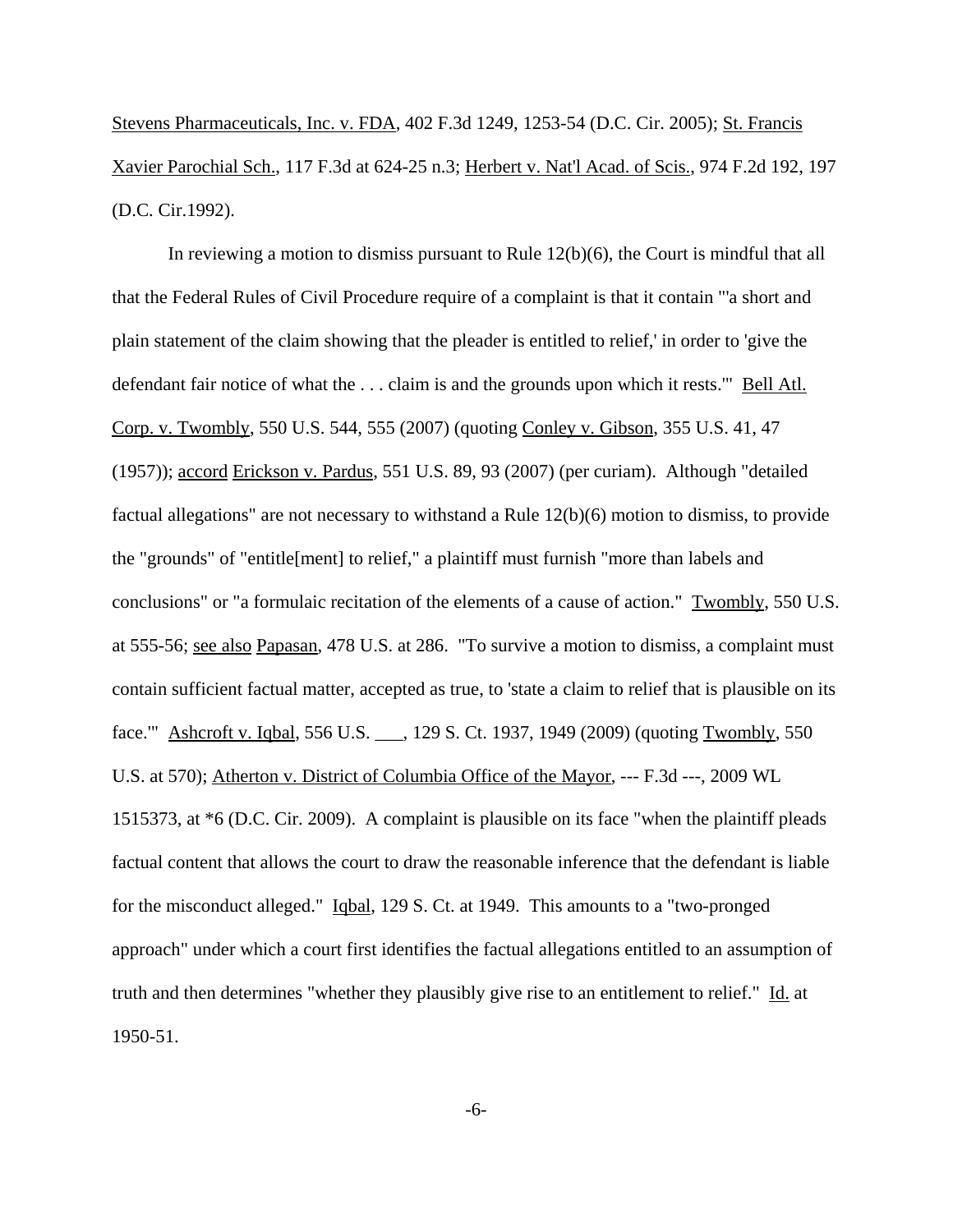Stevens Pharmaceuticals, Inc. v. FDA, 402 F.3d 1249, 1253-54 (D.C. Cir. 2005); St. Francis Xavier Parochial Sch., 117 F.3d at 624-25 n.3; Herbert v. Nat'l Acad. of Scis., 974 F.2d 192, 197 (D.C. Cir.1992).

In reviewing a motion to dismiss pursuant to Rule 12(b)(6), the Court is mindful that all that the Federal Rules of Civil Procedure require of a complaint is that it contain "'a short and plain statement of the claim showing that the pleader is entitled to relief,' in order to 'give the defendant fair notice of what the . . . claim is and the grounds upon which it rests.'" Bell Atl. Corp. v. Twombly, 550 U.S. 544, 555 (2007) (quoting Conley v. Gibson, 355 U.S. 41, 47 (1957)); accord Erickson v. Pardus, 551 U.S. 89, 93 (2007) (per curiam). Although "detailed factual allegations" are not necessary to withstand a Rule 12(b)(6) motion to dismiss, to provide the "grounds" of "entitle[ment] to relief," a plaintiff must furnish "more than labels and conclusions" or "a formulaic recitation of the elements of a cause of action." Twombly, 550 U.S. at 555-56; see also Papasan, 478 U.S. at 286. "To survive a motion to dismiss, a complaint must contain sufficient factual matter, accepted as true, to 'state a claim to relief that is plausible on its face.'" Ashcroft v. Iqbal, 556 U.S. ___, 129 S. Ct. 1937, 1949 (2009) (quoting Twombly, 550 U.S. at 570); Atherton v. District of Columbia Office of the Mayor, --- F.3d ---, 2009 WL 1515373, at *6 (D.C. Cir. 2009). A complaint is plausible on its face "when the plaintiff pleads factual content that allows the court to draw the reasonable inference that the defendant is liable for the misconduct alleged." Iqbal, 129 S. Ct. at 1949. This amounts to a "two-pronged approach" under which a court first identifies the factual allegations entitled to an assumption of truth and then determines "whether they plausibly give rise to an entitlement to relief." Id. at 1950-51.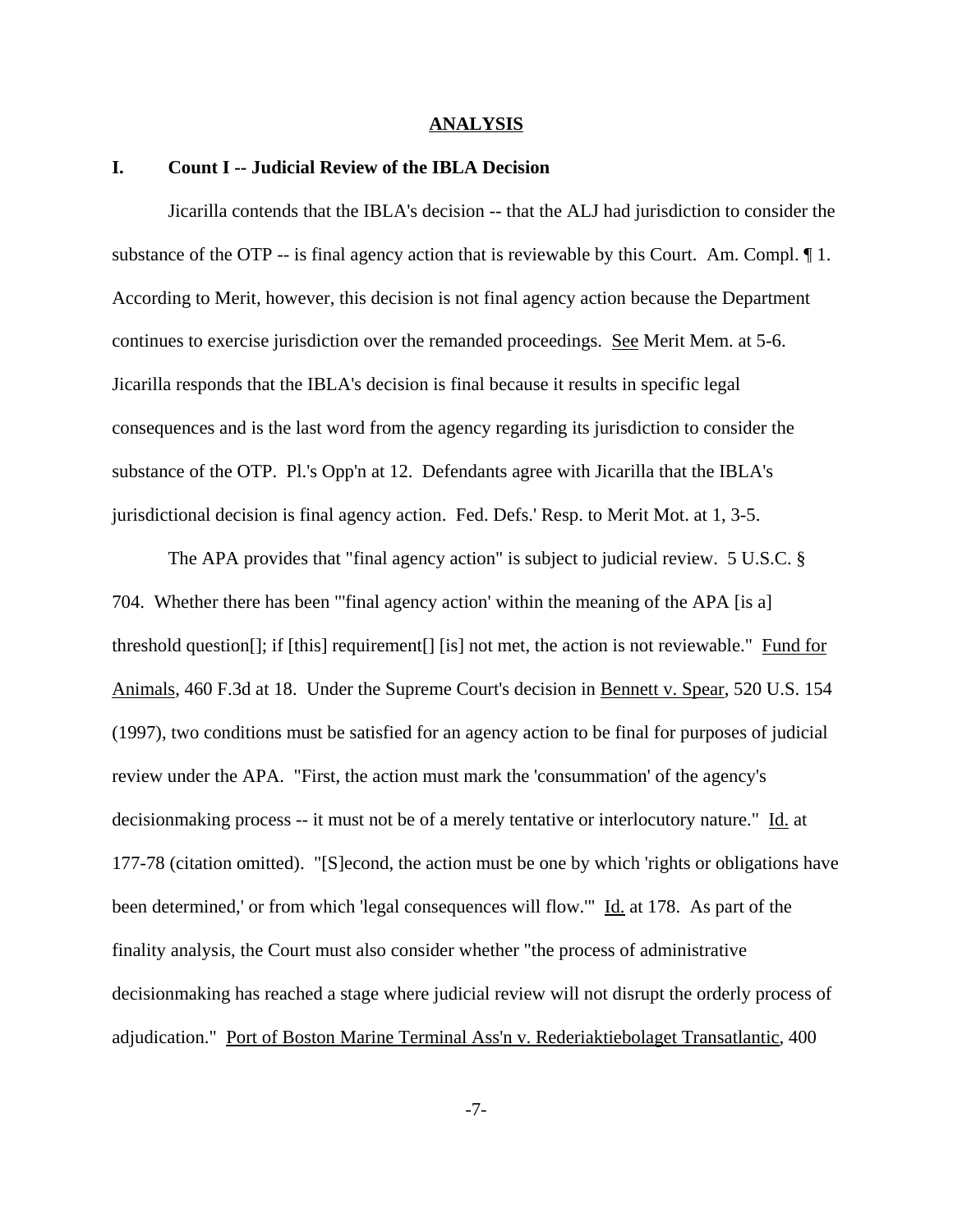## ANALYSIS

### I. Count I -- Judicial Review of the IBLA Decision

Jicarilla contends that the IBLA's decision -- that the ALJ had jurisdiction to consider the substance of the OTP -- is final agency action that is reviewable by this Court. Am. Compl. ¶ 1. According to Merit, however, this decision is not final agency action because the Department continues to exercise jurisdiction over the remanded proceedings. See Merit Mem. at 5-6. Jicarilla responds that the IBLA's decision is final because it results in specific legal consequences and is the last word from the agency regarding its jurisdiction to consider the substance of the OTP. Pl.'s Opp'n at 12. Defendants agree with Jicarilla that the IBLA's jurisdictional decision is final agency action. Fed. Defs.' Resp. to Merit Mot. at 1, 3-5.

The APA provides that "final agency action" is subject to judicial review. 5 U.S.C. § 704. Whether there has been "'final agency action' within the meaning of the APA [is a] threshold question[]; if [this] requirement[] [is] not met, the action is not reviewable." Fund for Animals, 460 F.3d at 18. Under the Supreme Court's decision in Bennett v. Spear, 520 U.S. 154 (1997), two conditions must be satisfied for an agency action to be final for purposes of judicial review under the APA. "First, the action must mark the 'consummation' of the agency's decisionmaking process -- it must not be of a merely tentative or interlocutory nature." Id. at 177-78 (citation omitted). "[S]econd, the action must be one by which 'rights or obligations have been determined,' or from which 'legal consequences will flow.'" Id. at 178. As part of the finality analysis, the Court must also consider whether "the process of administrative decisionmaking has reached a stage where judicial review will not disrupt the orderly process of adjudication." Port of Boston Marine Terminal Ass'n v. Rederiaktiebolaget Transatlantic, 400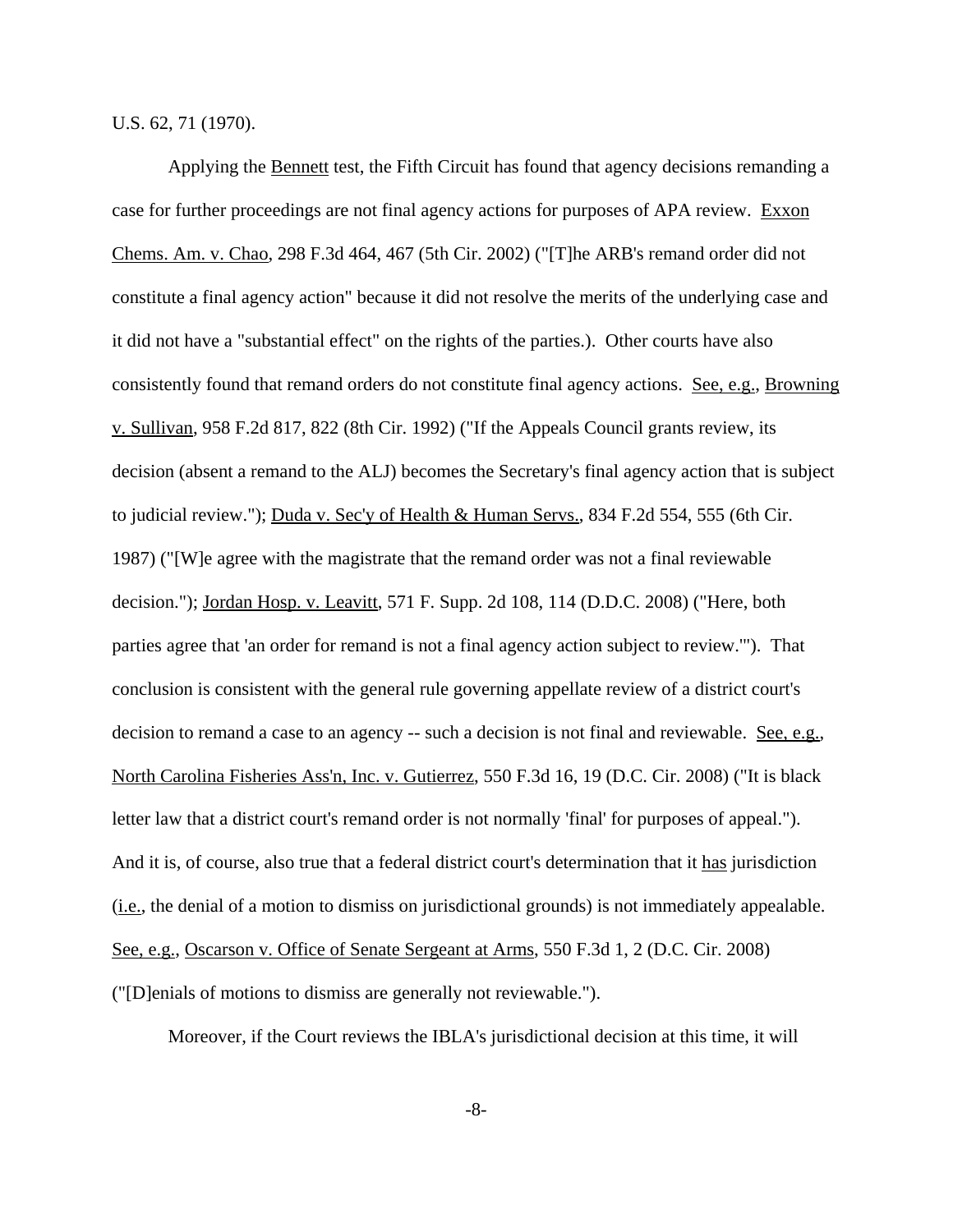U.S. 62, 71 (1970).

Applying the Bennett test, the Fifth Circuit has found that agency decisions remanding a case for further proceedings are not final agency actions for purposes of APA review. Exxon Chems. Am. v. Chao, 298 F.3d 464, 467 (5th Cir. 2002) ("[T]he ARB's remand order did not constitute a final agency action" because it did not resolve the merits of the underlying case and it did not have a "substantial effect" on the rights of the parties.). Other courts have also consistently found that remand orders do not constitute final agency actions. See, e.g., Browning v. Sullivan, 958 F.2d 817, 822 (8th Cir. 1992) ("If the Appeals Council grants review, its decision (absent a remand to the ALJ) becomes the Secretary's final agency action that is subject to judicial review."); Duda v. Sec'y of Health & Human Servs., 834 F.2d 554, 555 (6th Cir. 1987) ("[W]e agree with the magistrate that the remand order was not a final reviewable decision."); Jordan Hosp. v. Leavitt, 571 F. Supp. 2d 108, 114 (D.D.C. 2008) ("Here, both parties agree that 'an order for remand is not a final agency action subject to review.'"). That conclusion is consistent with the general rule governing appellate review of a district court's decision to remand a case to an agency -- such a decision is not final and reviewable. See, e.g., North Carolina Fisheries Ass'n, Inc. v. Gutierrez, 550 F.3d 16, 19 (D.C. Cir. 2008) ("It is black letter law that a district court's remand order is not normally 'final' for purposes of appeal."). And it is, of course, also true that a federal district court's determination that it has jurisdiction (i.e., the denial of a motion to dismiss on jurisdictional grounds) is not immediately appealable. See, e.g., Oscarson v. Office of Senate Sergeant at Arms, 550 F.3d 1, 2 (D.C. Cir. 2008) ("[D]enials of motions to dismiss are generally not reviewable.").

Moreover, if the Court reviews the IBLA's jurisdictional decision at this time, it will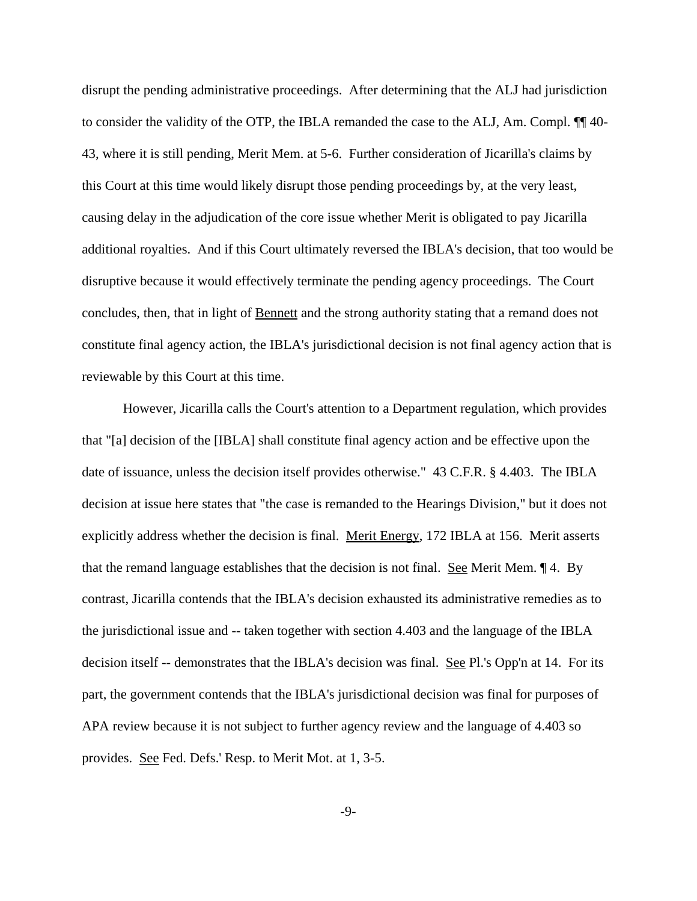disrupt the pending administrative proceedings. After determining that the ALJ had jurisdiction to consider the validity of the OTP, the IBLA remanded the case to the ALJ, Am. Compl. ¶¶ 40-43, where it is still pending, Merit Mem. at 5-6. Further consideration of Jicarilla's claims by this Court at this time would likely disrupt those pending proceedings by, at the very least, causing delay in the adjudication of the core issue whether Merit is obligated to pay Jicarilla additional royalties. And if this Court ultimately reversed the IBLA's decision, that too would be disruptive because it would effectively terminate the pending agency proceedings. The Court concludes, then, that in light of Bennett and the strong authority stating that a remand does not constitute final agency action, the IBLA's jurisdictional decision is not final agency action that is reviewable by this Court at this time.

However, Jicarilla calls the Court's attention to a Department regulation, which provides that "[a] decision of the [IBLA] shall constitute final agency action and be effective upon the date of issuance, unless the decision itself provides otherwise." 43 C.F.R. § 4.403. The IBLA decision at issue here states that "the case is remanded to the Hearings Division," but it does not explicitly address whether the decision is final. Merit Energy, 172 IBLA at 156. Merit asserts that the remand language establishes that the decision is not final. See Merit Mem. ¶ 4. By contrast, Jicarilla contends that the IBLA's decision exhausted its administrative remedies as to the jurisdictional issue and -- taken together with section 4.403 and the language of the IBLA decision itself -- demonstrates that the IBLA's decision was final. See Pl.'s Opp'n at 14. For its part, the government contends that the IBLA's jurisdictional decision was final for purposes of APA review because it is not subject to further agency review and the language of 4.403 so provides. See Fed. Defs.' Resp. to Merit Mot. at 1, 3-5.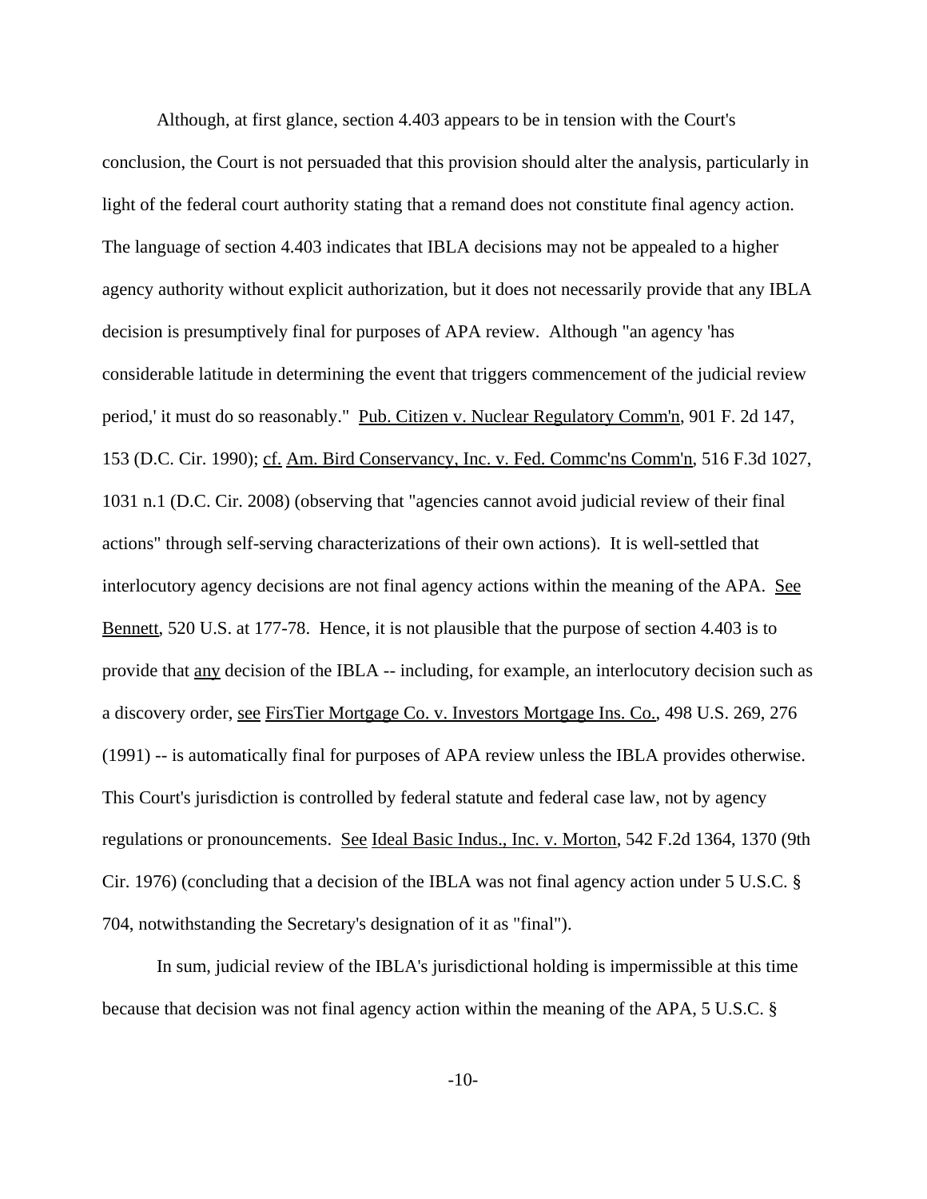Although, at first glance, section 4.403 appears to be in tension with the Court's conclusion, the Court is not persuaded that this provision should alter the analysis, particularly in light of the federal court authority stating that a remand does not constitute final agency action. The language of section 4.403 indicates that IBLA decisions may not be appealed to a higher agency authority without explicit authorization, but it does not necessarily provide that any IBLA decision is presumptively final for purposes of APA review. Although "an agency 'has considerable latitude in determining the event that triggers commencement of the judicial review period,' it must do so reasonably." Pub. Citizen v. Nuclear Regulatory Comm'n, 901 F. 2d 147, 153 (D.C. Cir. 1990); cf. Am. Bird Conservancy, Inc. v. Fed. Commc'ns Comm'n, 516 F.3d 1027, 1031 n.1 (D.C. Cir. 2008) (observing that "agencies cannot avoid judicial review of their final actions" through self-serving characterizations of their own actions). It is well-settled that interlocutory agency decisions are not final agency actions within the meaning of the APA. See Bennett, 520 U.S. at 177-78. Hence, it is not plausible that the purpose of section 4.403 is to provide that any decision of the IBLA -- including, for example, an interlocutory decision such as a discovery order, see FirsTier Mortgage Co. v. Investors Mortgage Ins. Co., 498 U.S. 269, 276 (1991) -- is automatically final for purposes of APA review unless the IBLA provides otherwise. This Court's jurisdiction is controlled by federal statute and federal case law, not by agency regulations or pronouncements. See Ideal Basic Indus., Inc. v. Morton, 542 F.2d 1364, 1370 (9th Cir. 1976) (concluding that a decision of the IBLA was not final agency action under 5 U.S.C. § 704, notwithstanding the Secretary's designation of it as "final").

In sum, judicial review of the IBLA's jurisdictional holding is impermissible at this time because that decision was not final agency action within the meaning of the APA, 5 U.S.C. §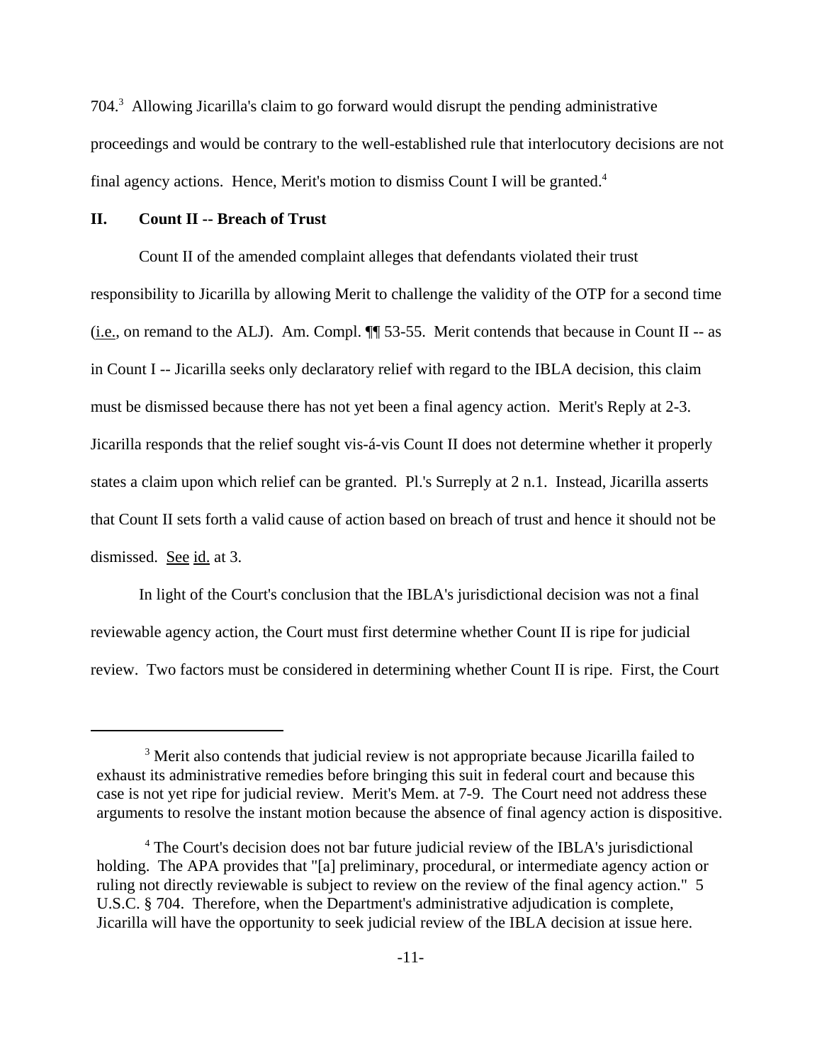704.[3] Allowing Jicarilla's claim to go forward would disrupt the pending administrative proceedings and would be contrary to the well-established rule that interlocutory decisions are not final agency actions. Hence, Merit's motion to dismiss Count I will be granted.[4]

## II. Count II -- Breach of Trust

Count II of the amended complaint alleges that defendants violated their trust responsibility to Jicarilla by allowing Merit to challenge the validity of the OTP for a second time (i.e., on remand to the ALJ). Am. Compl. ¶¶ 53-55. Merit contends that because in Count II -- as in Count I -- Jicarilla seeks only declaratory relief with regard to the IBLA decision, this claim must be dismissed because there has not yet been a final agency action. Merit's Reply at 2-3. Jicarilla responds that the relief sought vis-á-vis Count II does not determine whether it properly states a claim upon which relief can be granted. Pl.'s Surreply at 2 n.1. Instead, Jicarilla asserts that Count II sets forth a valid cause of action based on breach of trust and hence it should not be dismissed. See id. at 3.

In light of the Court's conclusion that the IBLA's jurisdictional decision was not a final reviewable agency action, the Court must first determine whether Count II is ripe for judicial review. Two factors must be considered in determining whether Count II is ripe. First, the Court

---

[3] Merit also contends that judicial review is not appropriate because Jicarilla failed to exhaust its administrative remedies before bringing this suit in federal court and because this case is not yet ripe for judicial review. Merit's Mem. at 7-9. The Court need not address these arguments to resolve the instant motion because the absence of final agency action is dispositive.

[4] The Court's decision does not bar future judicial review of the IBLA's jurisdictional holding. The APA provides that "[a] preliminary, procedural, or intermediate agency action or ruling not directly reviewable is subject to review on the review of the final agency action." 5 U.S.C. § 704. Therefore, when the Department's administrative adjudication is complete, Jicarilla will have the opportunity to seek judicial review of the IBLA decision at issue here.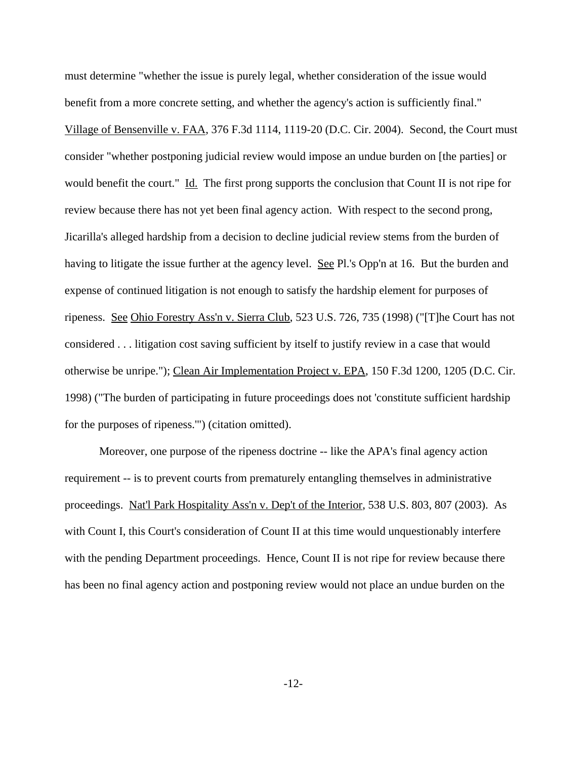must determine "whether the issue is purely legal, whether consideration of the issue would benefit from a more concrete setting, and whether the agency's action is sufficiently final." Village of Bensenville v. FAA, 376 F.3d 1114, 1119-20 (D.C. Cir. 2004). Second, the Court must consider "whether postponing judicial review would impose an undue burden on [the parties] or would benefit the court." Id. The first prong supports the conclusion that Count II is not ripe for review because there has not yet been final agency action. With respect to the second prong, Jicarilla's alleged hardship from a decision to decline judicial review stems from the burden of having to litigate the issue further at the agency level. See Pl.'s Opp'n at 16. But the burden and expense of continued litigation is not enough to satisfy the hardship element for purposes of ripeness. See Ohio Forestry Ass'n v. Sierra Club, 523 U.S. 726, 735 (1998) ("[T]he Court has not considered . . . litigation cost saving sufficient by itself to justify review in a case that would otherwise be unripe."); Clean Air Implementation Project v. EPA, 150 F.3d 1200, 1205 (D.C. Cir. 1998) ("The burden of participating in future proceedings does not 'constitute sufficient hardship for the purposes of ripeness.'") (citation omitted).

Moreover, one purpose of the ripeness doctrine -- like the APA's final agency action requirement -- is to prevent courts from prematurely entangling themselves in administrative proceedings. Nat'l Park Hospitality Ass'n v. Dep't of the Interior, 538 U.S. 803, 807 (2003). As with Count I, this Court's consideration of Count II at this time would unquestionably interfere with the pending Department proceedings. Hence, Count II is not ripe for review because there has been no final agency action and postponing review would not place an undue burden on the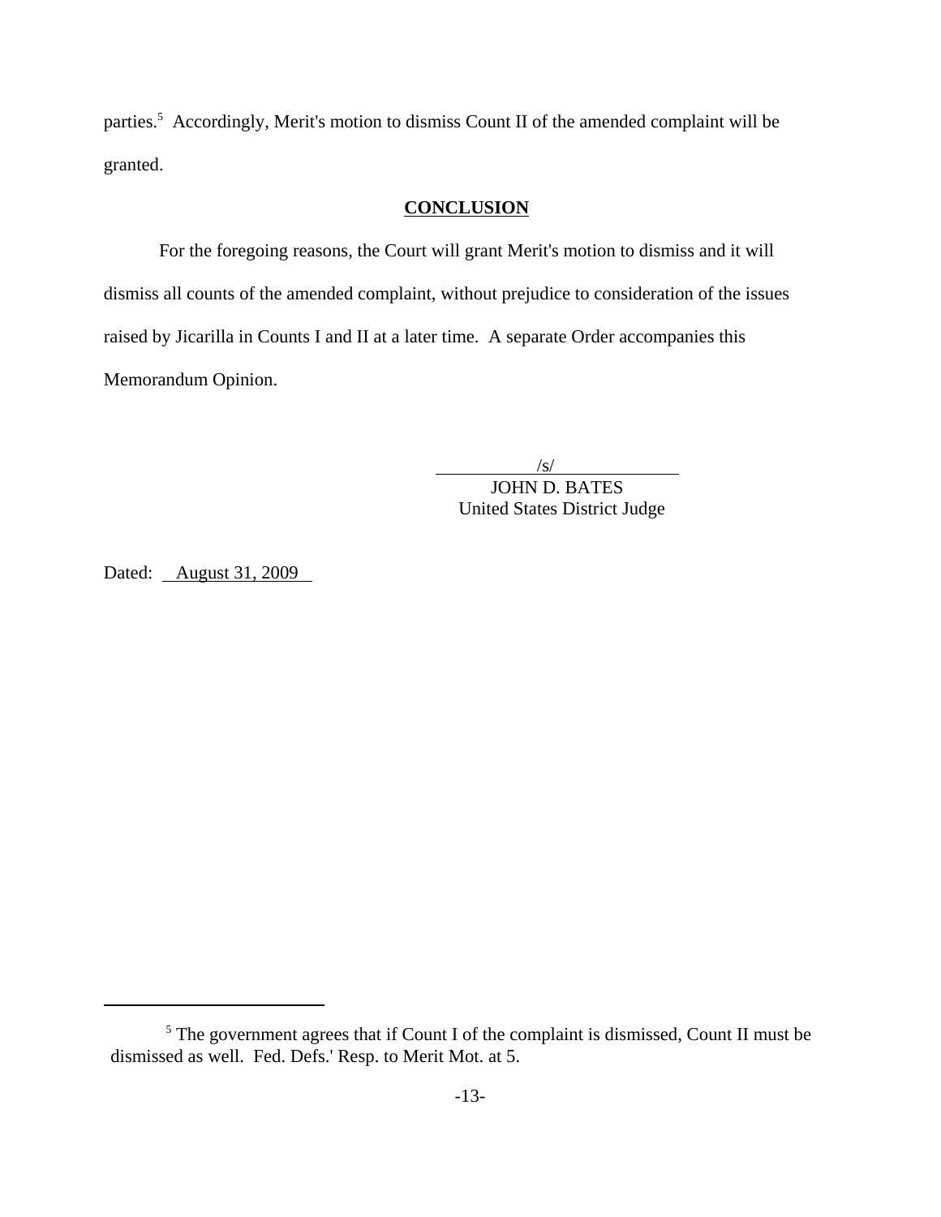parties.[5] Accordingly, Merit's motion to dismiss Count II of the amended complaint will be granted.

## CONCLUSION

For the foregoing reasons, the Court will grant Merit's motion to dismiss and it will dismiss all counts of the amended complaint, without prejudice to consideration of the issues raised by Jicarilla in Counts I and II at a later time. A separate Order accompanies this Memorandum Opinion.

/s/
JOHN D. BATES
United States District Judge

Dated: August 31, 2009

---

[5] The government agrees that if Count I of the complaint is dismissed, Count II must be dismissed as well. Fed. Defs.' Resp. to Merit Mot. at 5.